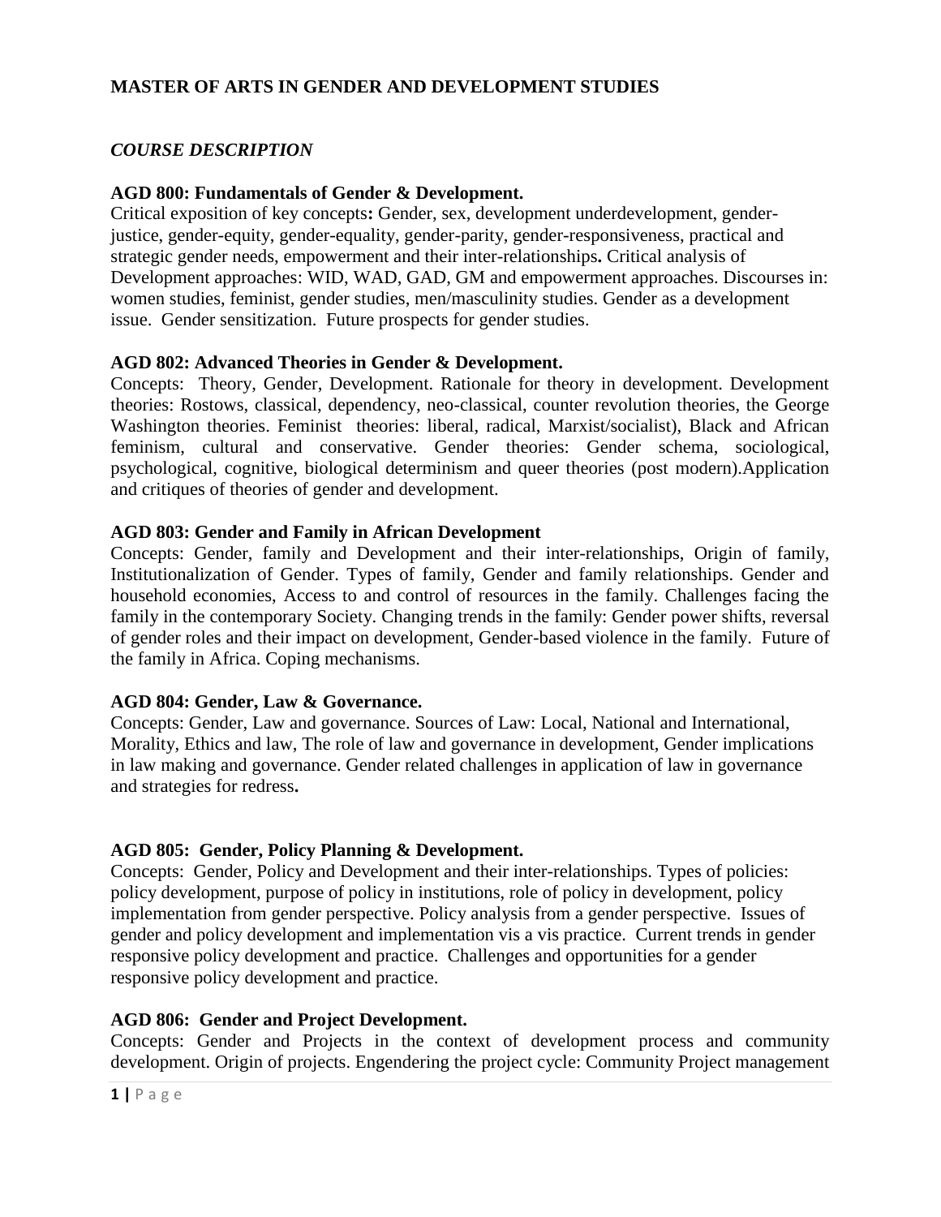# MASTER OF ARTS IN GENDER AND DEVELOPMENT STUDIES

## *COURSE DESCRIPTION*

### AGD 800: Fundamentals of Gender & Development.

Critical exposition of key concepts**:** Gender, sex, development underdevelopment, gender-justice, gender-equity, gender-equality, gender-parity, gender-responsiveness, practical and strategic gender needs, empowerment and their inter-relationships**.** Critical analysis of Development approaches: WID, WAD, GAD, GM and empowerment approaches. Discourses in: women studies, feminist, gender studies, men/masculinity studies. Gender as a development issue. Gender sensitization. Future prospects for gender studies.

### AGD 802: Advanced Theories in Gender & Development.

Concepts: Theory, Gender, Development. Rationale for theory in development. Development theories: Rostows, classical, dependency, neo-classical, counter revolution theories, the George Washington theories. Feminist theories: liberal, radical, Marxist/socialist), Black and African feminism, cultural and conservative. Gender theories: Gender schema, sociological, psychological, cognitive, biological determinism and queer theories (post modern).Application and critiques of theories of gender and development.

### AGD 803: Gender and Family in African Development

Concepts: Gender, family and Development and their inter-relationships, Origin of family, Institutionalization of Gender. Types of family, Gender and family relationships. Gender and household economies, Access to and control of resources in the family. Challenges facing the family in the contemporary Society. Changing trends in the family: Gender power shifts, reversal of gender roles and their impact on development, Gender-based violence in the family. Future of the family in Africa. Coping mechanisms.

### AGD 804: Gender, Law & Governance.

Concepts: Gender, Law and governance. Sources of Law: Local, National and International, Morality, Ethics and law, The role of law and governance in development, Gender implications in law making and governance. Gender related challenges in application of law in governance and strategies for redress**.**

### AGD 805: Gender, Policy Planning & Development.

Concepts: Gender, Policy and Development and their inter-relationships. Types of policies: policy development, purpose of policy in institutions, role of policy in development, policy implementation from gender perspective. Policy analysis from a gender perspective. Issues of gender and policy development and implementation vis a vis practice. Current trends in gender responsive policy development and practice. Challenges and opportunities for a gender responsive policy development and practice.

### AGD 806: Gender and Project Development.

Concepts: Gender and Projects in the context of development process and community development. Origin of projects. Engendering the project cycle: Community Project management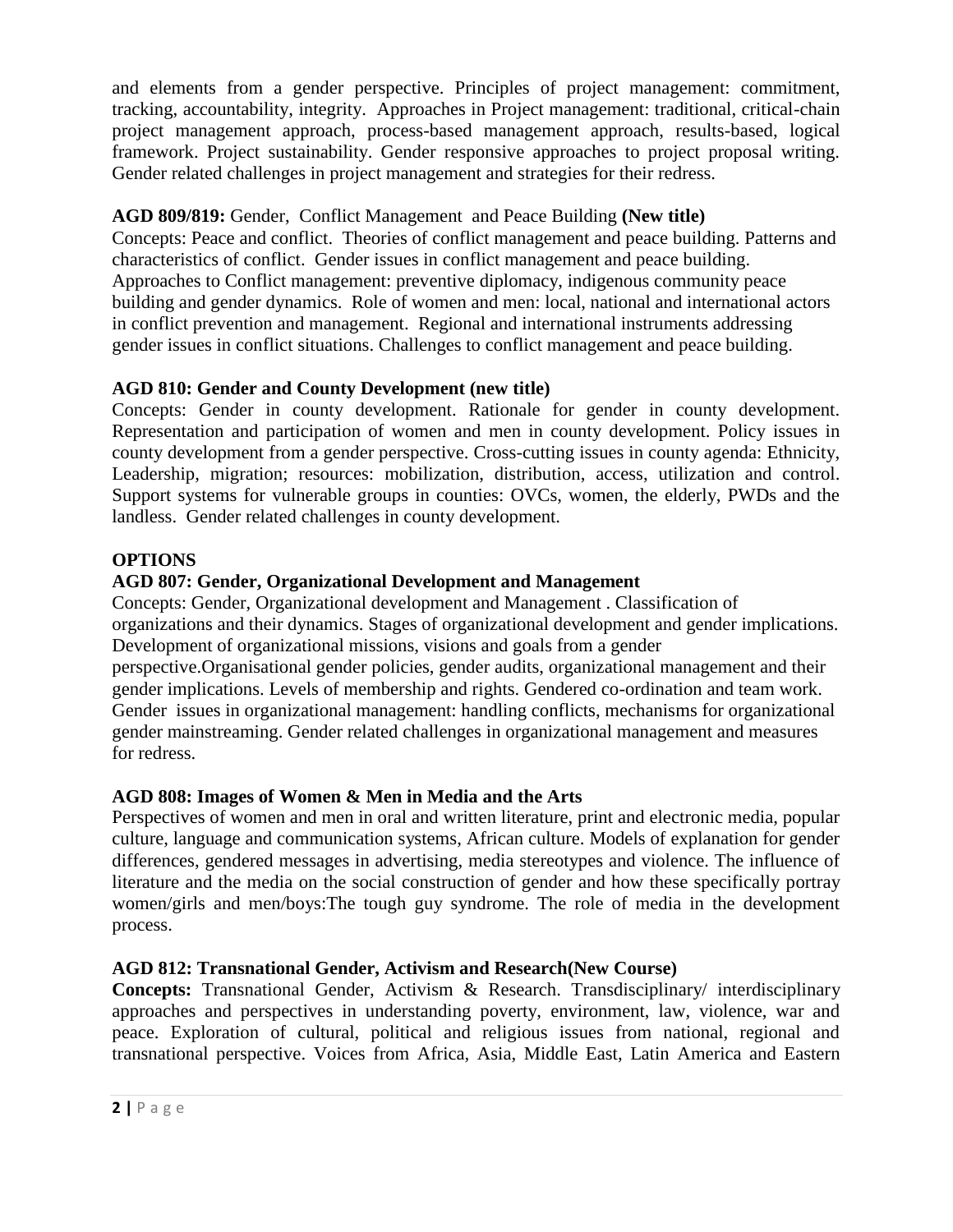and elements from a gender perspective. Principles of project management: commitment, tracking, accountability, integrity. Approaches in Project management: traditional, critical-chain project management approach, process-based management approach, results-based, logical framework. Project sustainability. Gender responsive approaches to project proposal writing. Gender related challenges in project management and strategies for their redress.

**AGD 809/819:** Gender, Conflict Management and Peace Building **(New title)**
Concepts: Peace and conflict. Theories of conflict management and peace building. Patterns and characteristics of conflict. Gender issues in conflict management and peace building. Approaches to Conflict management: preventive diplomacy, indigenous community peace building and gender dynamics. Role of women and men: local, national and international actors in conflict prevention and management. Regional and international instruments addressing gender issues in conflict situations. Challenges to conflict management and peace building.

**AGD 810: Gender and County Development (new title)**
Concepts: Gender in county development. Rationale for gender in county development. Representation and participation of women and men in county development. Policy issues in county development from a gender perspective. Cross-cutting issues in county agenda: Ethnicity, Leadership, migration; resources: mobilization, distribution, access, utilization and control. Support systems for vulnerable groups in counties: OVCs, women, the elderly, PWDs and the landless. Gender related challenges in county development.

**OPTIONS**

**AGD 807: Gender, Organizational Development and Management**
Concepts: Gender, Organizational development and Management . Classification of organizations and their dynamics. Stages of organizational development and gender implications. Development of organizational missions, visions and goals from a gender perspective.Organisational gender policies, gender audits, organizational management and their gender implications. Levels of membership and rights. Gendered co-ordination and team work. Gender issues in organizational management: handling conflicts, mechanisms for organizational gender mainstreaming. Gender related challenges in organizational management and measures for redress.

**AGD 808: Images of Women & Men in Media and the Arts**
Perspectives of women and men in oral and written literature, print and electronic media, popular culture, language and communication systems, African culture. Models of explanation for gender differences, gendered messages in advertising, media stereotypes and violence. The influence of literature and the media on the social construction of gender and how these specifically portray women/girls and men/boys:The tough guy syndrome. The role of media in the development process.

**AGD 812: Transnational Gender, Activism and Research(New Course)**
**Concepts:** Transnational Gender, Activism & Research. Transdisciplinary/ interdisciplinary approaches and perspectives in understanding poverty, environment, law, violence, war and peace. Exploration of cultural, political and religious issues from national, regional and transnational perspective. Voices from Africa, Asia, Middle East, Latin America and Eastern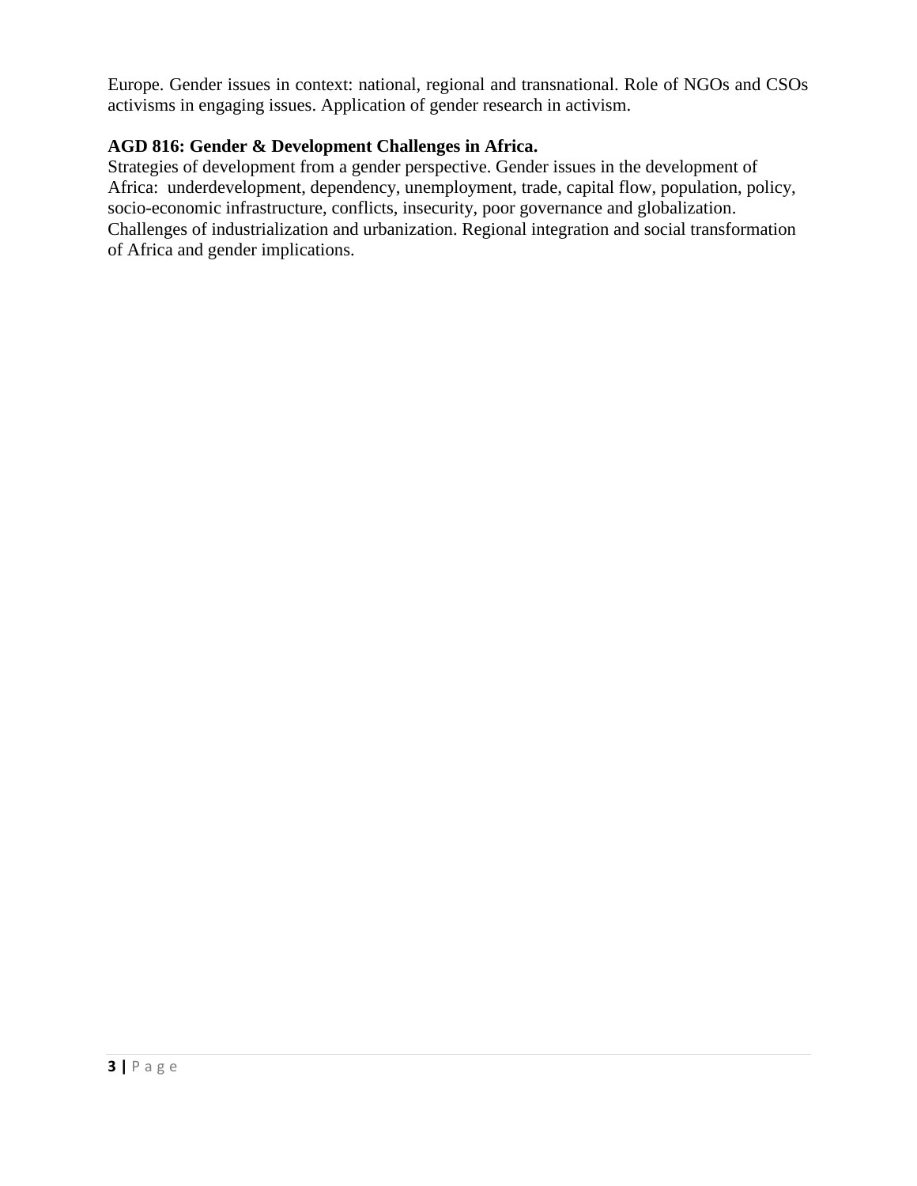Europe. Gender issues in context: national, regional and transnational. Role of NGOs and CSOs activisms in engaging issues. Application of gender research in activism.

**AGD 816: Gender & Development Challenges in Africa.**

Strategies of development from a gender perspective. Gender issues in the development of Africa: underdevelopment, dependency, unemployment, trade, capital flow, population, policy, socio-economic infrastructure, conflicts, insecurity, poor governance and globalization. Challenges of industrialization and urbanization. Regional integration and social transformation of Africa and gender implications.